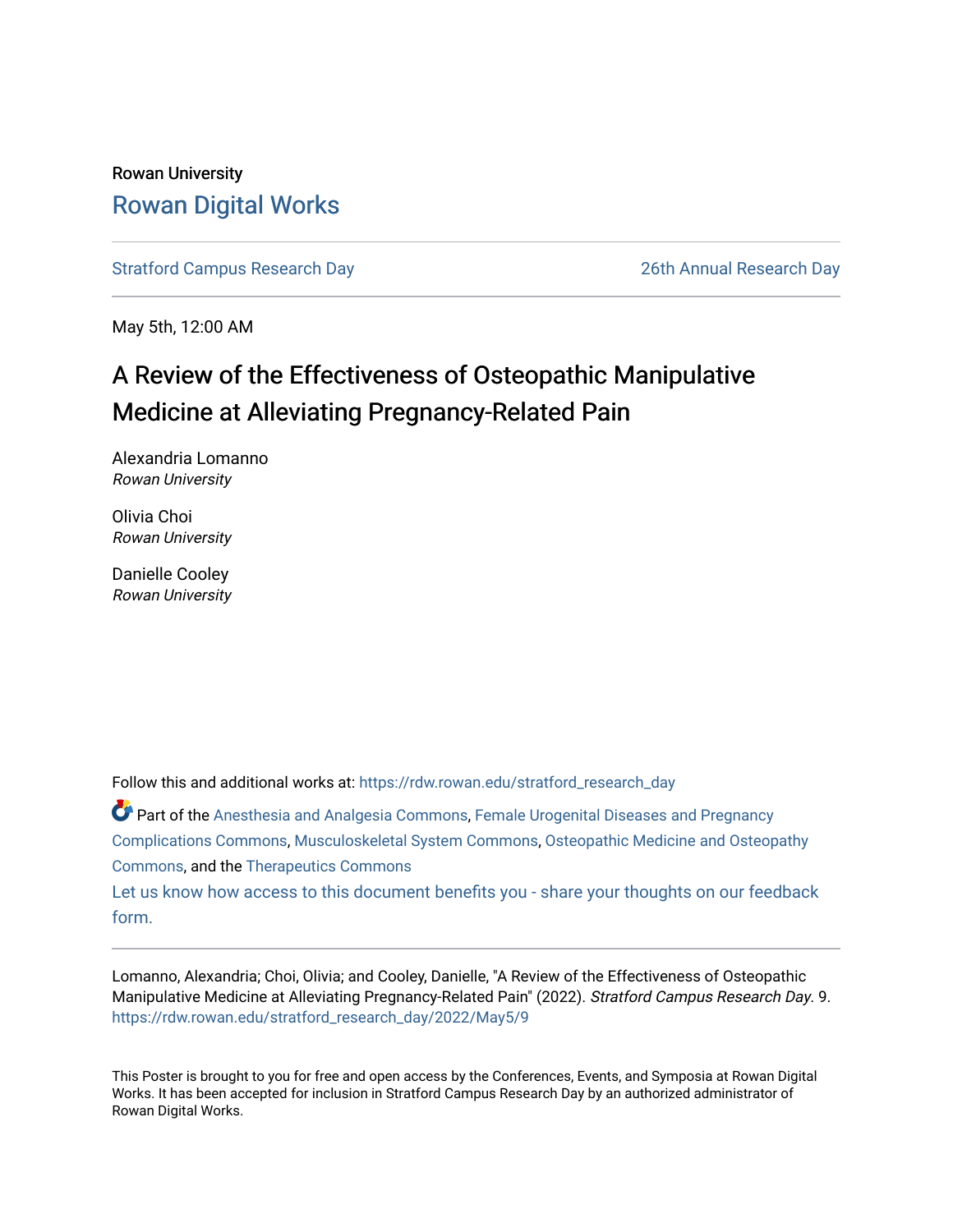Rowan University

# Rowan Digital Works

Stratford Campus Research Day | 26th Annual Research Day

May 5th, 12:00 AM

## A Review of the Effectiveness of Osteopathic Manipulative Medicine at Alleviating Pregnancy-Related Pain

Alexandria Lomanno
*Rowan University*

Olivia Choi
*Rowan University*

Danielle Cooley
*Rowan University*

Follow this and additional works at: https://rdw.rowan.edu/stratford_research_day

Part of the Anesthesia and Analgesia Commons, Female Urogenital Diseases and Pregnancy Complications Commons, Musculoskeletal System Commons, Osteopathic Medicine and Osteopathy Commons, and the Therapeutics Commons

Let us know how access to this document benefits you - share your thoughts on our feedback form.

Lomanno, Alexandria; Choi, Olivia; and Cooley, Danielle, "A Review of the Effectiveness of Osteopathic Manipulative Medicine at Alleviating Pregnancy-Related Pain" (2022). *Stratford Campus Research Day*. 9. https://rdw.rowan.edu/stratford_research_day/2022/May5/9

This Poster is brought to you for free and open access by the Conferences, Events, and Symposia at Rowan Digital Works. It has been accepted for inclusion in Stratford Campus Research Day by an authorized administrator of Rowan Digital Works.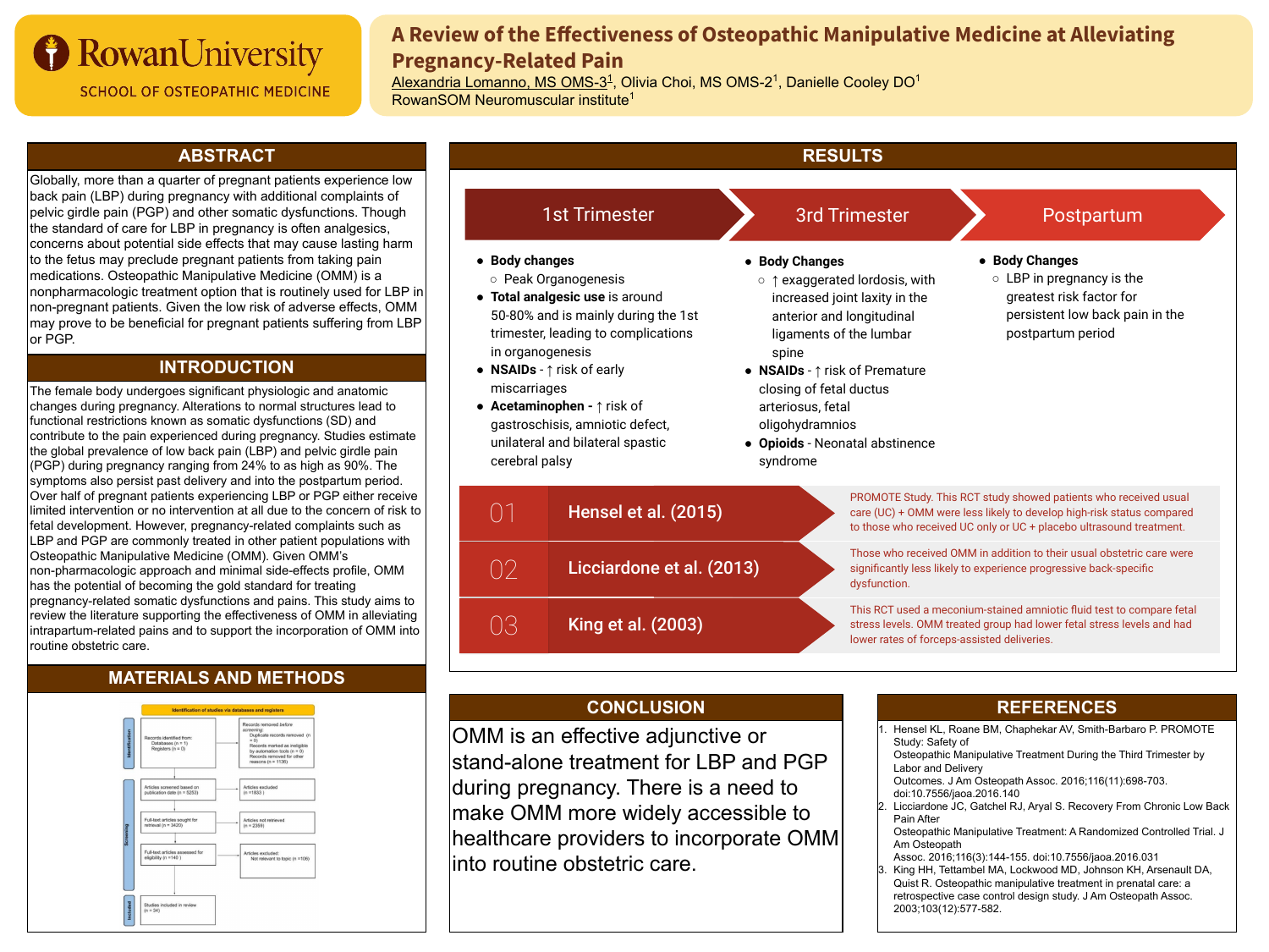# A Review of the Effectiveness of Osteopathic Manipulative Medicine at Alleviating Pregnancy-Related Pain

Alexandria Lomanno, MS OMS-3[1], Olivia Choi, MS OMS-2[1], Danielle Cooley DO[1]

RowanSOM Neuromuscular institute[1]

Rowan University SCHOOL OF OSTEOPATHIC MEDICINE

## ABSTRACT

Globally, more than a quarter of pregnant patients experience low back pain (LBP) during pregnancy with additional complaints of pelvic girdle pain (PGP) and other somatic dysfunctions. Though the standard of care for LBP in pregnancy is often analgesics, concerns about potential side effects that may cause lasting harm to the fetus may preclude pregnant patients from taking pain medications. Osteopathic Manipulative Medicine (OMM) is a nonpharmacologic treatment option that is routinely used for LBP in non-pregnant patients. Given the low risk of adverse effects, OMM may prove to be beneficial for pregnant patients suffering from LBP or PGP.

## INTRODUCTION

The female body undergoes significant physiologic and anatomic changes during pregnancy. Alterations to normal structures lead to functional restrictions known as somatic dysfunctions (SD) and contribute to the pain experienced during pregnancy. Studies estimate the global prevalence of low back pain (LBP) and pelvic girdle pain (PGP) during pregnancy ranging from 24% to as high as 90%. The symptoms also persist past delivery and into the postpartum period. Over half of pregnant patients experiencing LBP or PGP either receive limited intervention or no intervention at all due to the concern of risk to fetal development. However, pregnancy-related complaints such as LBP and PGP are commonly treated in other patient populations with Osteopathic Manipulative Medicine (OMM). Given OMM's non-pharmacologic approach and minimal side-effects profile, OMM has the potential of becoming the gold standard for treating pregnancy-related somatic dysfunctions and pains. This study aims to review the literature supporting the effectiveness of OMM in alleviating intrapartum-related pains and to support the incorporation of OMM into routine obstetric care.

## MATERIALS AND METHODS

Identification of studies via databases and registers

Identification

Records identified from: Databases (n = 1) Registers (n = 0)

Records removed before screening: Duplicate records removed (n = 0) Records marked as ineligible by automation tools (n = 0) Records removed for other reasons (n = 1136)

Screening

Articles screened based on publication date (n = 5253)

Articles excluded (n =1833)

Full-text articles sought for retrieval (n = 3420)

Articles not retrieved (n = 2369)

Full-text articles assessed for eligibility (n =140)

Articles excluded: Not relevant to topic (n =106)

Included

Studies included in review (n = 34)

## RESULTS

### 1st Trimester

- **Body changes**
  - Peak Organogenesis
- **Total analgesic use** is around 50-80% and is mainly during the 1st trimester, leading to complications in organogenesis
- **NSAIDs** - ↑ risk of early miscarriages
- **Acetaminophen** - ↑ risk of gastroschisis, amniotic defect, unilateral and bilateral spastic cerebral palsy

### 3rd Trimester

- **Body Changes**
  - ↑ exaggerated lordosis, with increased joint laxity in the anterior and longitudinal ligaments of the lumbar spine
- **NSAIDs** - ↑ risk of Premature closing of fetal ductus arteriosus, fetal oligohydramnios
- **Opioids** - Neonatal abstinence syndrome

### Postpartum

- **Body Changes**
  - LBP in pregnancy is the greatest risk factor for persistent low back pain in the postpartum period

| | | |
|---|---|---|
| 01 | Hensel et al. (2015) | PROMOTE Study. This RCT study showed patients who received usual care (UC) + OMM were less likely to develop high-risk status compared to those who received UC only or UC + placebo ultrasound treatment. |
| 02 | Licciardone et al. (2013) | Those who received OMM in addition to their usual obstetric care were significantly less likely to experience progressive back-specific dysfunction. |
| 03 | King et al. (2003) | This RCT used a meconium-stained amniotic fluid test to compare fetal stress levels. OMM treated group had lower fetal stress levels and had lower rates of forceps-assisted deliveries. |

## CONCLUSION

OMM is an effective adjunctive or stand-alone treatment for LBP and PGP during pregnancy. There is a need to make OMM more widely accessible to healthcare providers to incorporate OMM into routine obstetric care.

## REFERENCES

1. Hensel KL, Roane BM, Chaphekar AV, Smith-Barbaro P. PROMOTE Study: Safety of Osteopathic Manipulative Treatment During the Third Trimester by Labor and Delivery Outcomes. J Am Osteopath Assoc. 2016;116(11):698-703. doi:10.7556/jaoa.2016.140
2. Licciardone JC, Gatchel RJ, Aryal S. Recovery From Chronic Low Back Pain After Osteopathic Manipulative Treatment: A Randomized Controlled Trial. J Am Osteopath Assoc. 2016;116(3):144-155. doi:10.7556/jaoa.2016.031
3. King HH, Tettambel MA, Lockwood MD, Johnson KH, Arsenault DA, Quist R. Osteopathic manipulative treatment in prenatal care: a retrospective case control design study. J Am Osteopath Assoc. 2003;103(12):577-582.